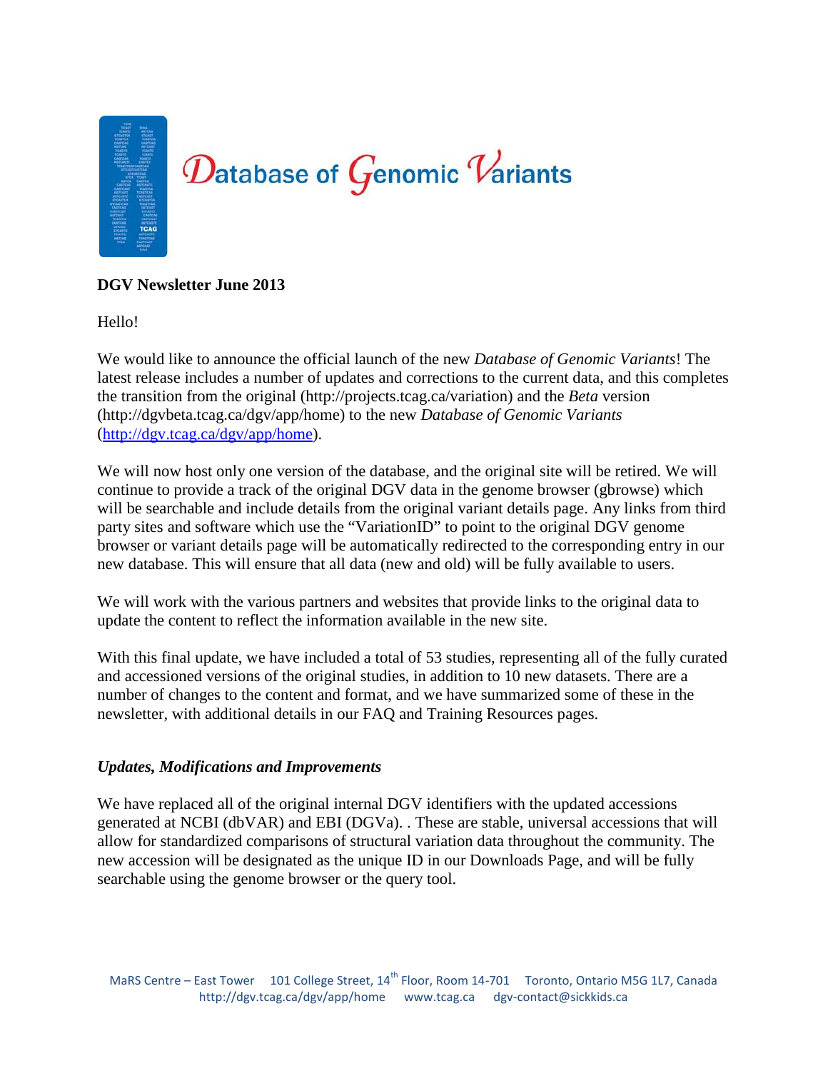# Database of Genomic Variants

**DGV Newsletter June 2013**

Hello!

We would like to announce the official launch of the new *Database of Genomic Variants*! The latest release includes a number of updates and corrections to the current data, and this completes the transition from the original (http://projects.tcag.ca/variation) and the *Beta* version (http://dgvbeta.tcag.ca/dgv/app/home) to the new *Database of Genomic Variants* (http://dgv.tcag.ca/dgv/app/home).

We will now host only one version of the database, and the original site will be retired. We will continue to provide a track of the original DGV data in the genome browser (gbrowse) which will be searchable and include details from the original variant details page. Any links from third party sites and software which use the "VariationID" to point to the original DGV genome browser or variant details page will be automatically redirected to the corresponding entry in our new database. This will ensure that all data (new and old) will be fully available to users.

We will work with the various partners and websites that provide links to the original data to update the content to reflect the information available in the new site.

With this final update, we have included a total of 53 studies, representing all of the fully curated and accessioned versions of the original studies, in addition to 10 new datasets. There are a number of changes to the content and format, and we have summarized some of these in the newsletter, with additional details in our FAQ and Training Resources pages.

### *Updates, Modifications and Improvements*

We have replaced all of the original internal DGV identifiers with the updated accessions generated at NCBI (dbVAR) and EBI (DGVa). . These are stable, universal accessions that will allow for standardized comparisons of structural variation data throughout the community. The new accession will be designated as the unique ID in our Downloads Page, and will be fully searchable using the genome browser or the query tool.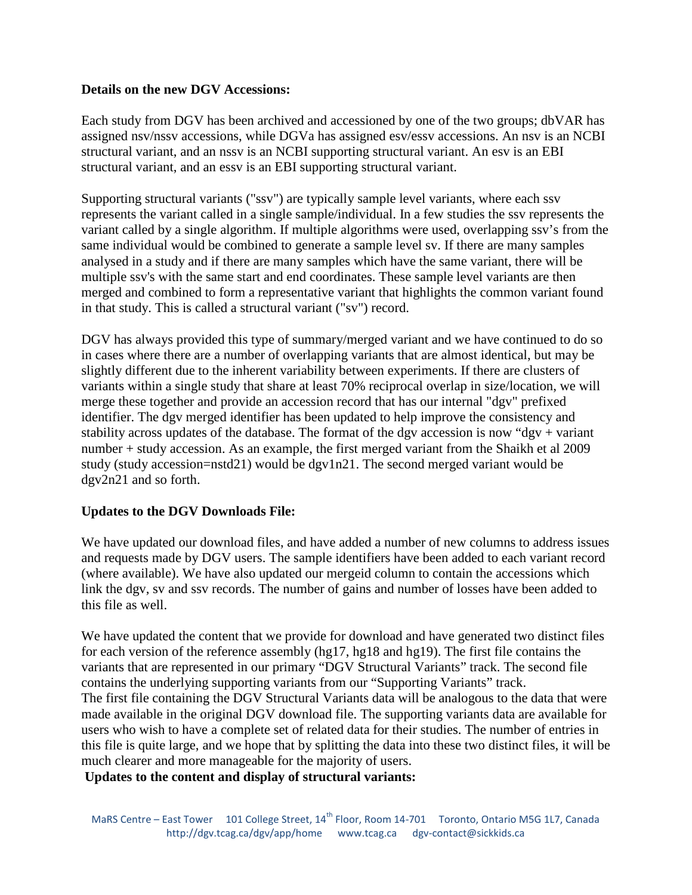**Details on the new DGV Accessions:**

Each study from DGV has been archived and accessioned by one of the two groups; dbVAR has assigned nsv/nssv accessions, while DGVa has assigned esv/essv accessions. An nsv is an NCBI structural variant, and an nssv is an NCBI supporting structural variant. An esv is an EBI structural variant, and an essv is an EBI supporting structural variant.

Supporting structural variants ("ssv") are typically sample level variants, where each ssv represents the variant called in a single sample/individual. In a few studies the ssv represents the variant called by a single algorithm. If multiple algorithms were used, overlapping ssv's from the same individual would be combined to generate a sample level sv. If there are many samples analysed in a study and if there are many samples which have the same variant, there will be multiple ssv's with the same start and end coordinates. These sample level variants are then merged and combined to form a representative variant that highlights the common variant found in that study. This is called a structural variant ("sv") record.

DGV has always provided this type of summary/merged variant and we have continued to do so in cases where there are a number of overlapping variants that are almost identical, but may be slightly different due to the inherent variability between experiments. If there are clusters of variants within a single study that share at least 70% reciprocal overlap in size/location, we will merge these together and provide an accession record that has our internal "dgv" prefixed identifier. The dgv merged identifier has been updated to help improve the consistency and stability across updates of the database. The format of the dgv accession is now "dgv + variant number + study accession. As an example, the first merged variant from the Shaikh et al 2009 study (study accession=nstd21) would be dgv1n21. The second merged variant would be dgv2n21 and so forth.

**Updates to the DGV Downloads File:**

We have updated our download files, and have added a number of new columns to address issues and requests made by DGV users. The sample identifiers have been added to each variant record (where available). We have also updated our mergeid column to contain the accessions which link the dgv, sv and ssv records. The number of gains and number of losses have been added to this file as well.

We have updated the content that we provide for download and have generated two distinct files for each version of the reference assembly (hg17, hg18 and hg19). The first file contains the variants that are represented in our primary "DGV Structural Variants" track. The second file contains the underlying supporting variants from our "Supporting Variants" track.
The first file containing the DGV Structural Variants data will be analogous to the data that were made available in the original DGV download file. The supporting variants data are available for users who wish to have a complete set of related data for their studies. The number of entries in this file is quite large, and we hope that by splitting the data into these two distinct files, it will be much clearer and more manageable for the majority of users.

**Updates to the content and display of structural variants:**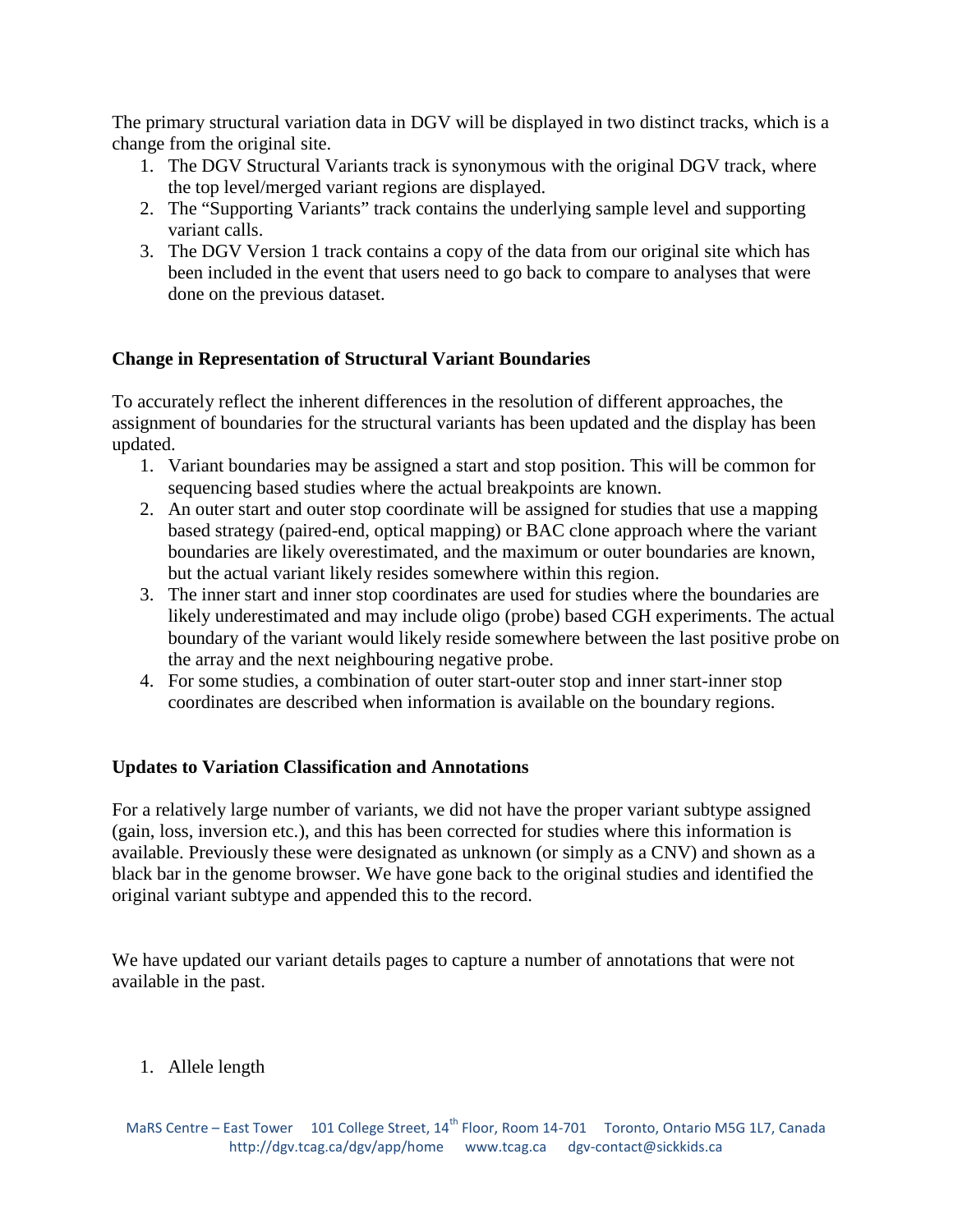The primary structural variation data in DGV will be displayed in two distinct tracks, which is a change from the original site.

1. The DGV Structural Variants track is synonymous with the original DGV track, where the top level/merged variant regions are displayed.
2. The "Supporting Variants" track contains the underlying sample level and supporting variant calls.
3. The DGV Version 1 track contains a copy of the data from our original site which has been included in the event that users need to go back to compare to analyses that were done on the previous dataset.

**Change in Representation of Structural Variant Boundaries**

To accurately reflect the inherent differences in the resolution of different approaches, the assignment of boundaries for the structural variants has been updated and the display has been updated.

1. Variant boundaries may be assigned a start and stop position. This will be common for sequencing based studies where the actual breakpoints are known.
2. An outer start and outer stop coordinate will be assigned for studies that use a mapping based strategy (paired-end, optical mapping) or BAC clone approach where the variant boundaries are likely overestimated, and the maximum or outer boundaries are known, but the actual variant likely resides somewhere within this region.
3. The inner start and inner stop coordinates are used for studies where the boundaries are likely underestimated and may include oligo (probe) based CGH experiments. The actual boundary of the variant would likely reside somewhere between the last positive probe on the array and the next neighbouring negative probe.
4. For some studies, a combination of outer start-outer stop and inner start-inner stop coordinates are described when information is available on the boundary regions.

**Updates to Variation Classification and Annotations**

For a relatively large number of variants, we did not have the proper variant subtype assigned (gain, loss, inversion etc.), and this has been corrected for studies where this information is available. Previously these were designated as unknown (or simply as a CNV) and shown as a black bar in the genome browser. We have gone back to the original studies and identified the original variant subtype and appended this to the record.

We have updated our variant details pages to capture a number of annotations that were not available in the past.

1. Allele length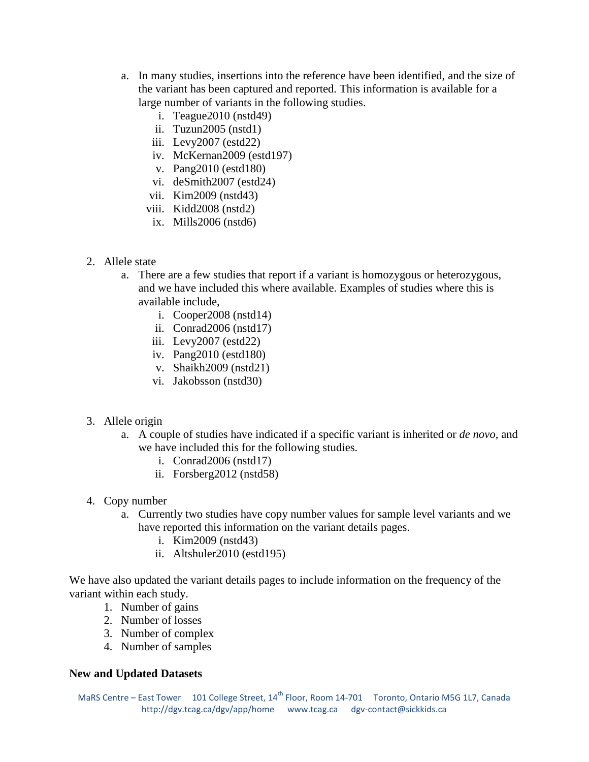a. In many studies, insertions into the reference have been identified, and the size of the variant has been captured and reported. This information is available for a large number of variants in the following studies.
      i. Teague2010 (nstd49)
      ii. Tuzun2005 (nstd1)
      iii. Levy2007 (estd22)
      iv. McKernan2009 (estd197)
      v. Pang2010 (estd180)
      vi. deSmith2007 (estd24)
      vii. Kim2009 (nstd43)
      viii. Kidd2008 (nstd2)
      ix. Mills2006 (nstd6)

2. Allele state
   a. There are a few studies that report if a variant is homozygous or heterozygous, and we have included this where available. Examples of studies where this is available include,
      i. Cooper2008 (nstd14)
      ii. Conrad2006 (nstd17)
      iii. Levy2007 (estd22)
      iv. Pang2010 (estd180)
      v. Shaikh2009 (nstd21)
      vi. Jakobsson (nstd30)

3. Allele origin
   a. A couple of studies have indicated if a specific variant is inherited or *de novo*, and we have included this for the following studies.
      i. Conrad2006 (nstd17)
      ii. Forsberg2012 (nstd58)

4. Copy number
   a. Currently two studies have copy number values for sample level variants and we have reported this information on the variant details pages.
      i. Kim2009 (nstd43)
      ii. Altshuler2010 (estd195)

We have also updated the variant details pages to include information on the frequency of the variant within each study.

1. Number of gains
2. Number of losses
3. Number of complex
4. Number of samples

**New and Updated Datasets**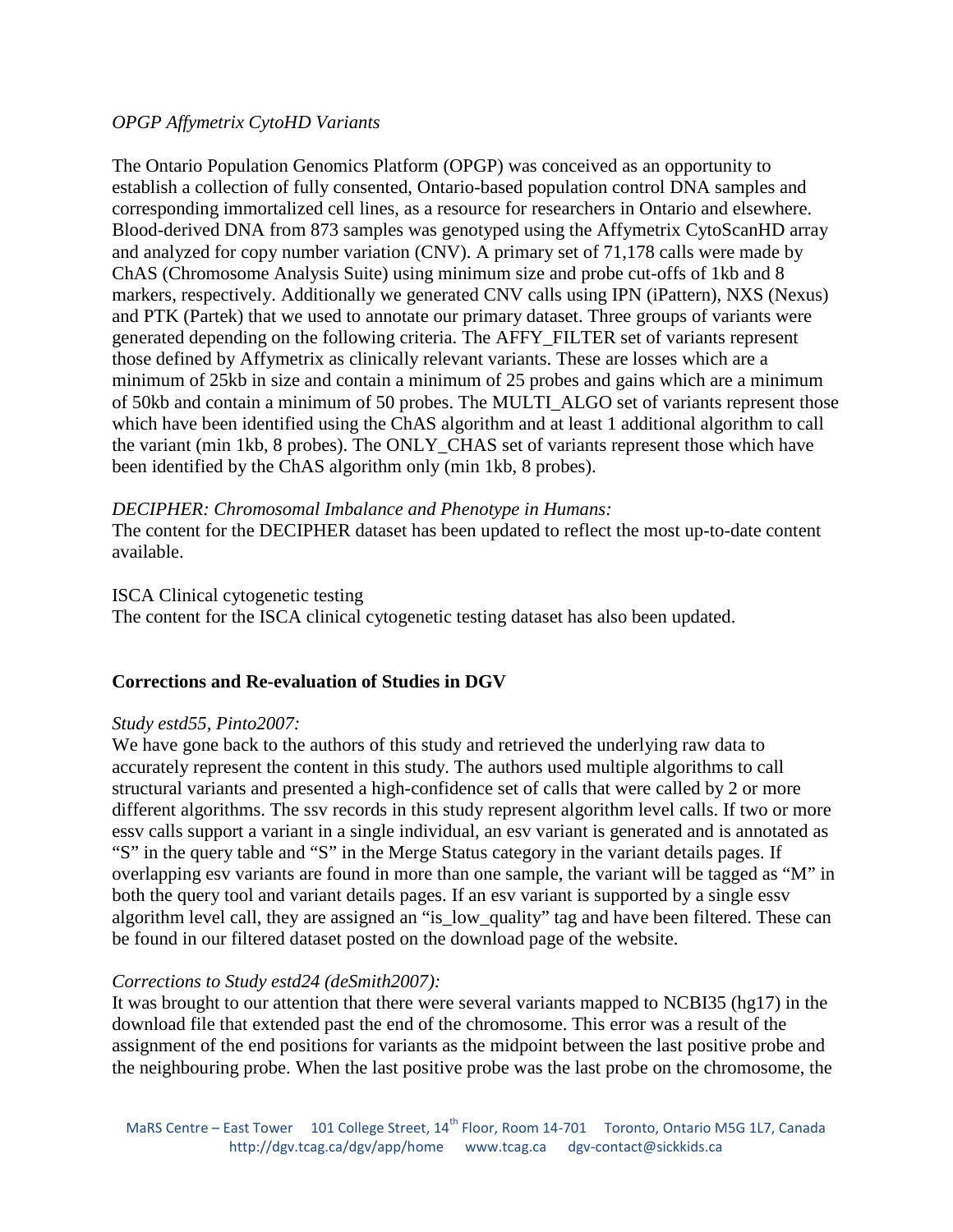*OPGP Affymetrix CytoHD Variants*

The Ontario Population Genomics Platform (OPGP) was conceived as an opportunity to establish a collection of fully consented, Ontario-based population control DNA samples and corresponding immortalized cell lines, as a resource for researchers in Ontario and elsewhere. Blood-derived DNA from 873 samples was genotyped using the Affymetrix CytoScanHD array and analyzed for copy number variation (CNV). A primary set of 71,178 calls were made by ChAS (Chromosome Analysis Suite) using minimum size and probe cut-offs of 1kb and 8 markers, respectively. Additionally we generated CNV calls using IPN (iPattern), NXS (Nexus) and PTK (Partek) that we used to annotate our primary dataset. Three groups of variants were generated depending on the following criteria. The AFFY_FILTER set of variants represent those defined by Affymetrix as clinically relevant variants. These are losses which are a minimum of 25kb in size and contain a minimum of 25 probes and gains which are a minimum of 50kb and contain a minimum of 50 probes. The MULTI_ALGO set of variants represent those which have been identified using the ChAS algorithm and at least 1 additional algorithm to call the variant (min 1kb, 8 probes). The ONLY_CHAS set of variants represent those which have been identified by the ChAS algorithm only (min 1kb, 8 probes).

*DECIPHER: Chromosomal Imbalance and Phenotype in Humans:*
The content for the DECIPHER dataset has been updated to reflect the most up-to-date content available.

ISCA Clinical cytogenetic testing
The content for the ISCA clinical cytogenetic testing dataset has also been updated.

**Corrections and Re-evaluation of Studies in DGV**

*Study estd55, Pinto2007:*
We have gone back to the authors of this study and retrieved the underlying raw data to accurately represent the content in this study. The authors used multiple algorithms to call structural variants and presented a high-confidence set of calls that were called by 2 or more different algorithms. The ssv records in this study represent algorithm level calls. If two or more essv calls support a variant in a single individual, an esv variant is generated and is annotated as "S" in the query table and "S" in the Merge Status category in the variant details pages. If overlapping esv variants are found in more than one sample, the variant will be tagged as "M" in both the query tool and variant details pages. If an esv variant is supported by a single essv algorithm level call, they are assigned an "is_low_quality" tag and have been filtered. These can be found in our filtered dataset posted on the download page of the website.

*Corrections to Study estd24 (deSmith2007):*
It was brought to our attention that there were several variants mapped to NCBI35 (hg17) in the download file that extended past the end of the chromosome. This error was a result of the assignment of the end positions for variants as the midpoint between the last positive probe and the neighbouring probe. When the last positive probe was the last probe on the chromosome, the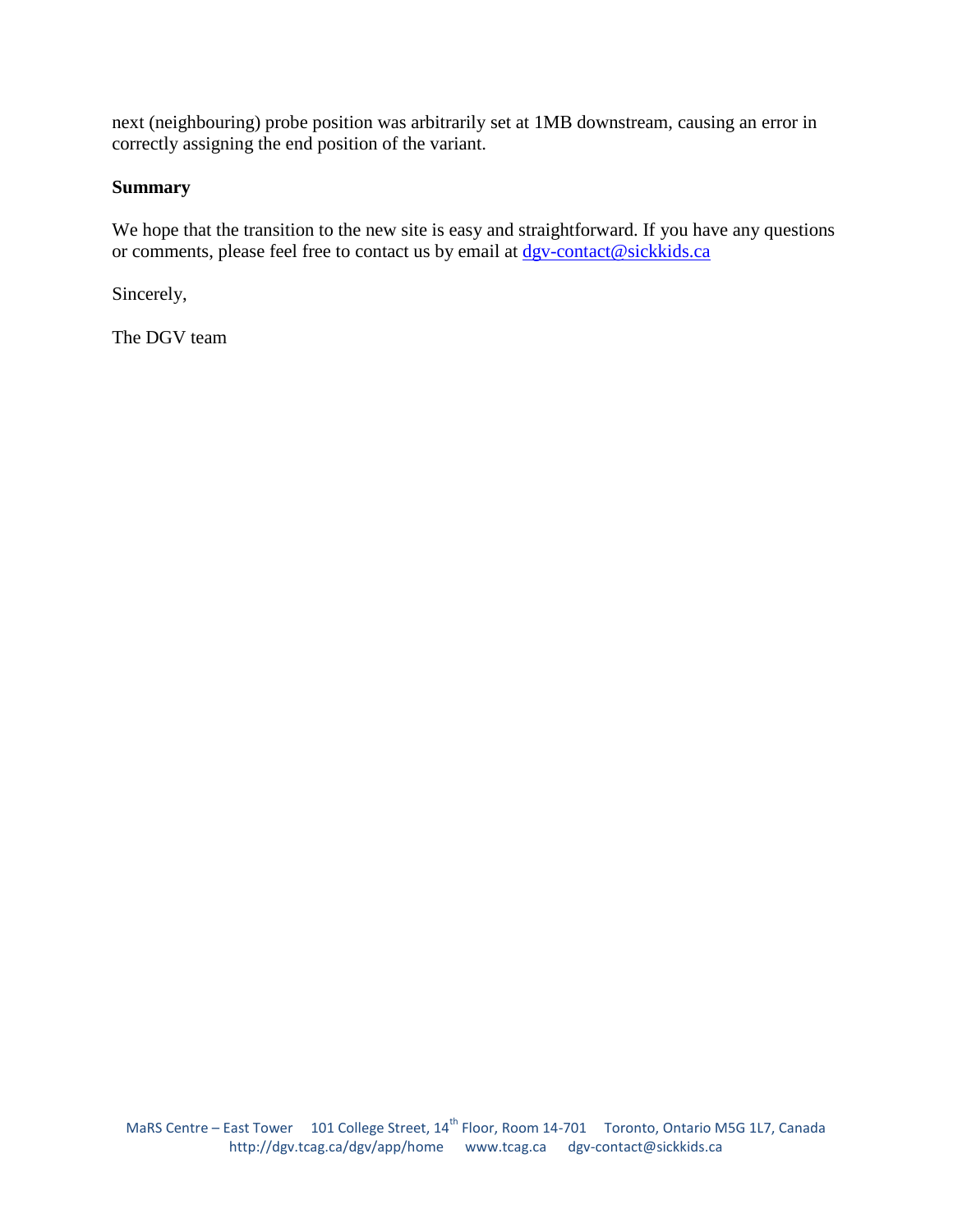next (neighbouring) probe position was arbitrarily set at 1MB downstream, causing an error in correctly assigning the end position of the variant.

**Summary**

We hope that the transition to the new site is easy and straightforward. If you have any questions or comments, please feel free to contact us by email at dgv-contact@sickkids.ca

Sincerely,

The DGV team